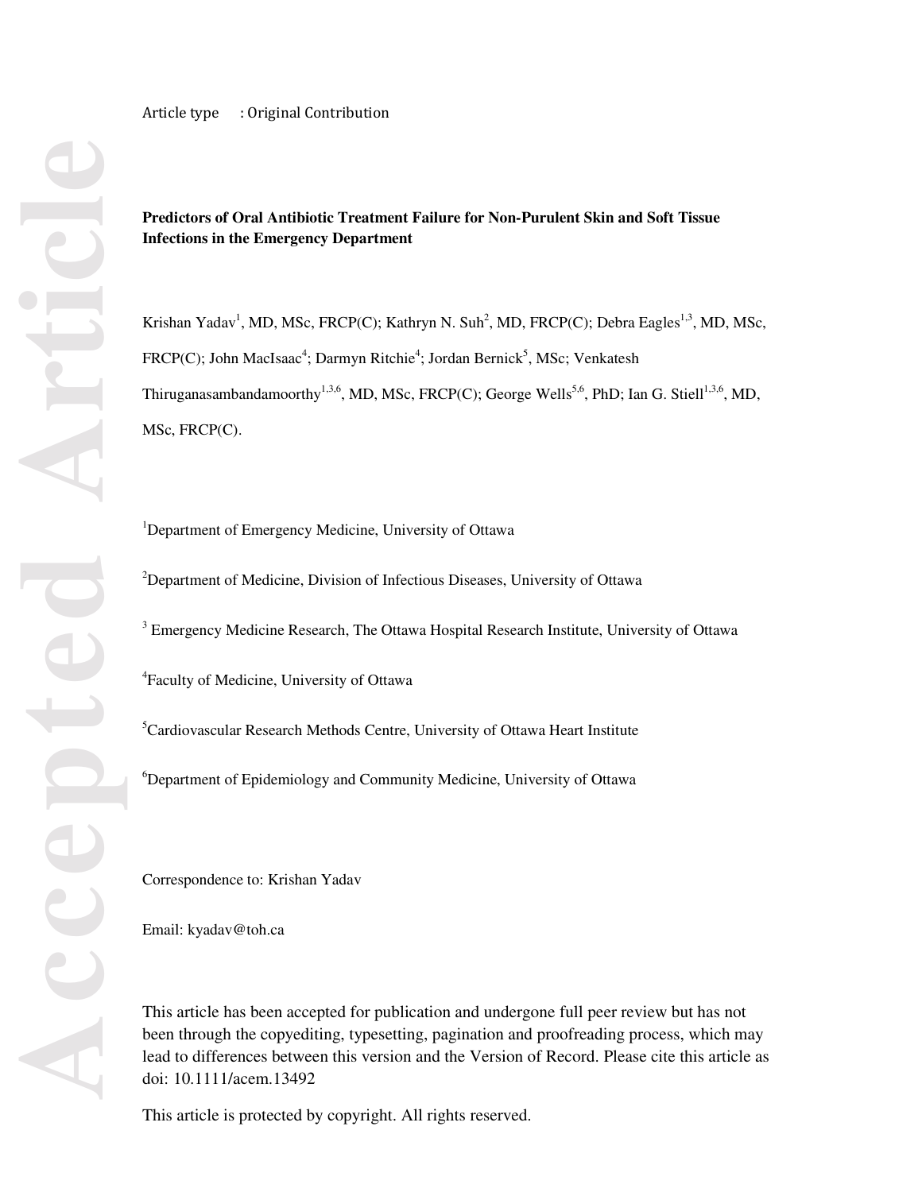Article type : Original Contribution

# Predictors of Oral Antibiotic Treatment Failure for Non-Purulent Skin and Soft Tissue Infections in the Emergency Department

Krishan Yadav[1], MD, MSc, FRCP(C); Kathryn N. Suh[2], MD, FRCP(C); Debra Eagles[1,3], MD, MSc, FRCP(C); John MacIsaac[4]; Darmyn Ritchie[4]; Jordan Bernick[5], MSc; Venkatesh Thiruganasambandamoorthy[1,3,6], MD, MSc, FRCP(C); George Wells[5,6], PhD; Ian G. Stiell[1,3,6], MD, MSc, FRCP(C).

[1]Department of Emergency Medicine, University of Ottawa

[2]Department of Medicine, Division of Infectious Diseases, University of Ottawa

[3] Emergency Medicine Research, The Ottawa Hospital Research Institute, University of Ottawa

[4]Faculty of Medicine, University of Ottawa

[5]Cardiovascular Research Methods Centre, University of Ottawa Heart Institute

[6]Department of Epidemiology and Community Medicine, University of Ottawa

Correspondence to: Krishan Yadav

Email: kyadav@toh.ca

This article has been accepted for publication and undergone full peer review but has not been through the copyediting, typesetting, pagination and proofreading process, which may lead to differences between this version and the Version of Record. Please cite this article as doi: 10.1111/acem.13492

This article is protected by copyright. All rights reserved.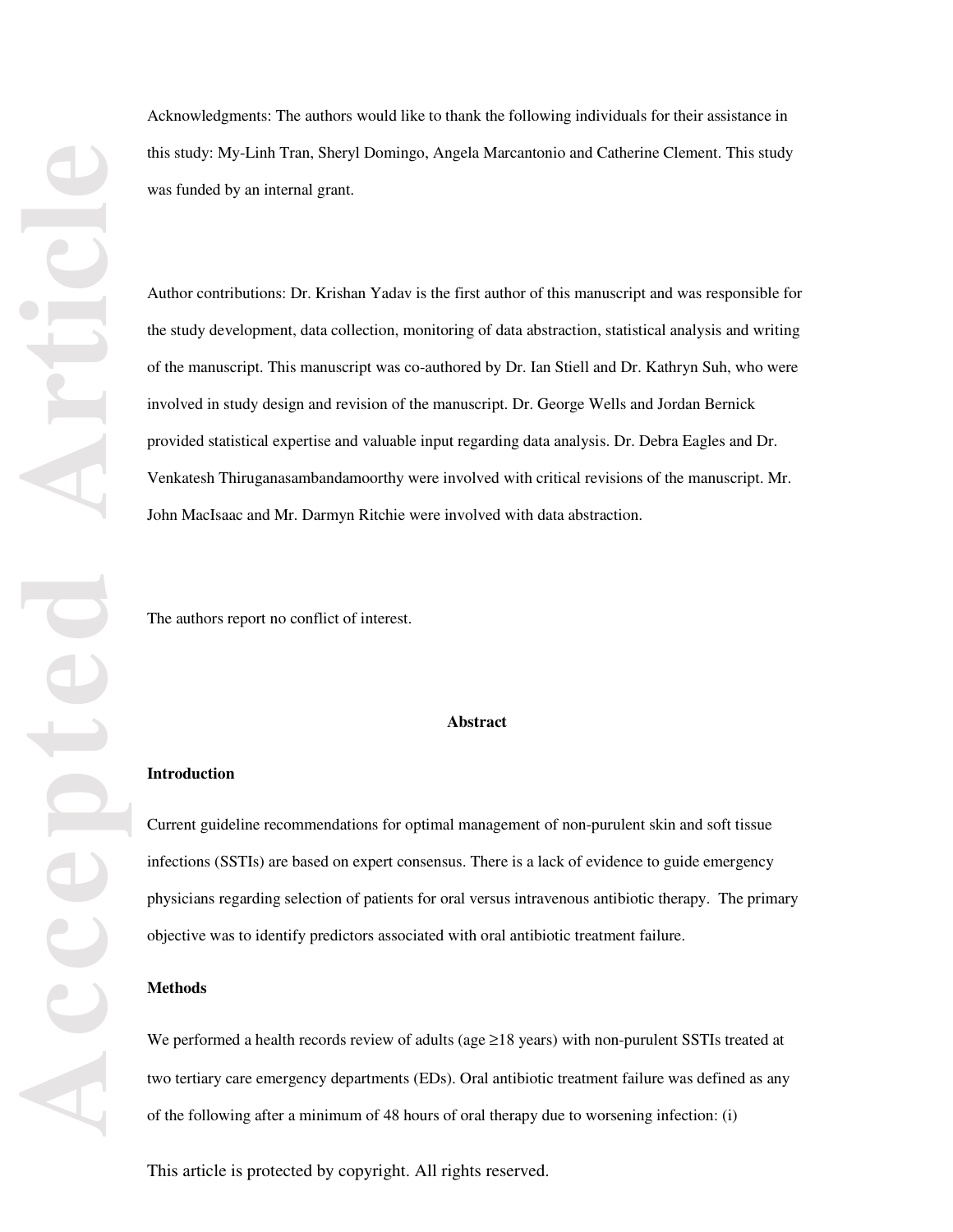Acknowledgments: The authors would like to thank the following individuals for their assistance in this study: My-Linh Tran, Sheryl Domingo, Angela Marcantonio and Catherine Clement. This study was funded by an internal grant.

Author contributions: Dr. Krishan Yadav is the first author of this manuscript and was responsible for the study development, data collection, monitoring of data abstraction, statistical analysis and writing of the manuscript. This manuscript was co-authored by Dr. Ian Stiell and Dr. Kathryn Suh, who were involved in study design and revision of the manuscript. Dr. George Wells and Jordan Bernick provided statistical expertise and valuable input regarding data analysis. Dr. Debra Eagles and Dr. Venkatesh Thiruganasambandamoorthy were involved with critical revisions of the manuscript. Mr. John MacIsaac and Mr. Darmyn Ritchie were involved with data abstraction.

The authors report no conflict of interest.

## Abstract

### Introduction

Current guideline recommendations for optimal management of non-purulent skin and soft tissue infections (SSTIs) are based on expert consensus. There is a lack of evidence to guide emergency physicians regarding selection of patients for oral versus intravenous antibiotic therapy. The primary objective was to identify predictors associated with oral antibiotic treatment failure.

### Methods

We performed a health records review of adults (age ≥18 years) with non-purulent SSTIs treated at two tertiary care emergency departments (EDs). Oral antibiotic treatment failure was defined as any of the following after a minimum of 48 hours of oral therapy due to worsening infection: (i)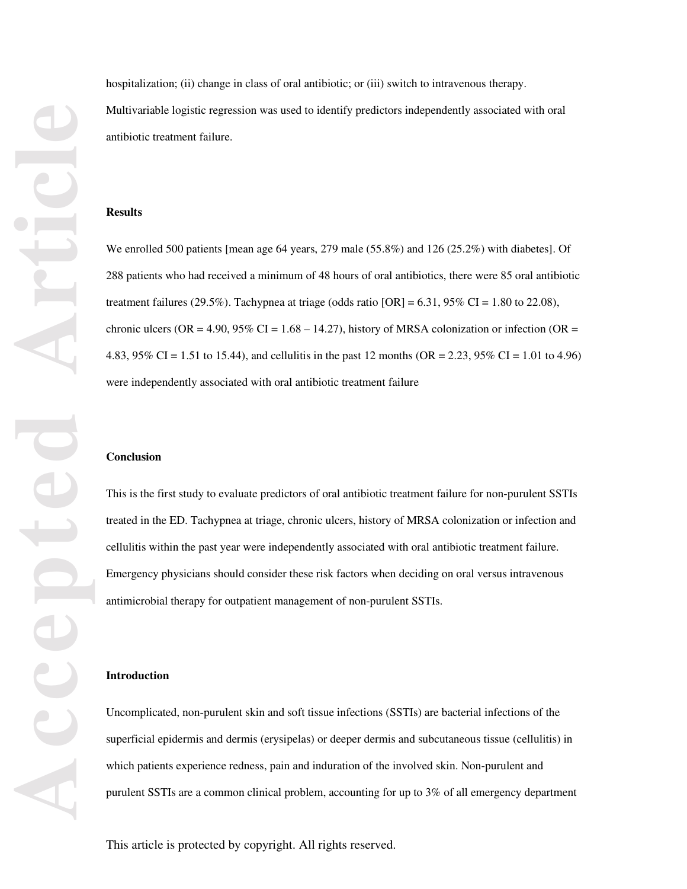hospitalization; (ii) change in class of oral antibiotic; or (iii) switch to intravenous therapy. Multivariable logistic regression was used to identify predictors independently associated with oral antibiotic treatment failure.

**Results**

We enrolled 500 patients [mean age 64 years, 279 male (55.8%) and 126 (25.2%) with diabetes]. Of 288 patients who had received a minimum of 48 hours of oral antibiotics, there were 85 oral antibiotic treatment failures (29.5%). Tachypnea at triage (odds ratio [OR] = 6.31, 95% CI = 1.80 to 22.08), chronic ulcers (OR = 4.90, 95% CI = 1.68 – 14.27), history of MRSA colonization or infection (OR = 4.83, 95% CI = 1.51 to 15.44), and cellulitis in the past 12 months (OR = 2.23, 95% CI = 1.01 to 4.96) were independently associated with oral antibiotic treatment failure

**Conclusion**

This is the first study to evaluate predictors of oral antibiotic treatment failure for non-purulent SSTIs treated in the ED. Tachypnea at triage, chronic ulcers, history of MRSA colonization or infection and cellulitis within the past year were independently associated with oral antibiotic treatment failure. Emergency physicians should consider these risk factors when deciding on oral versus intravenous antimicrobial therapy for outpatient management of non-purulent SSTIs.

## Introduction

Uncomplicated, non-purulent skin and soft tissue infections (SSTIs) are bacterial infections of the superficial epidermis and dermis (erysipelas) or deeper dermis and subcutaneous tissue (cellulitis) in which patients experience redness, pain and induration of the involved skin. Non-purulent and purulent SSTIs are a common clinical problem, accounting for up to 3% of all emergency department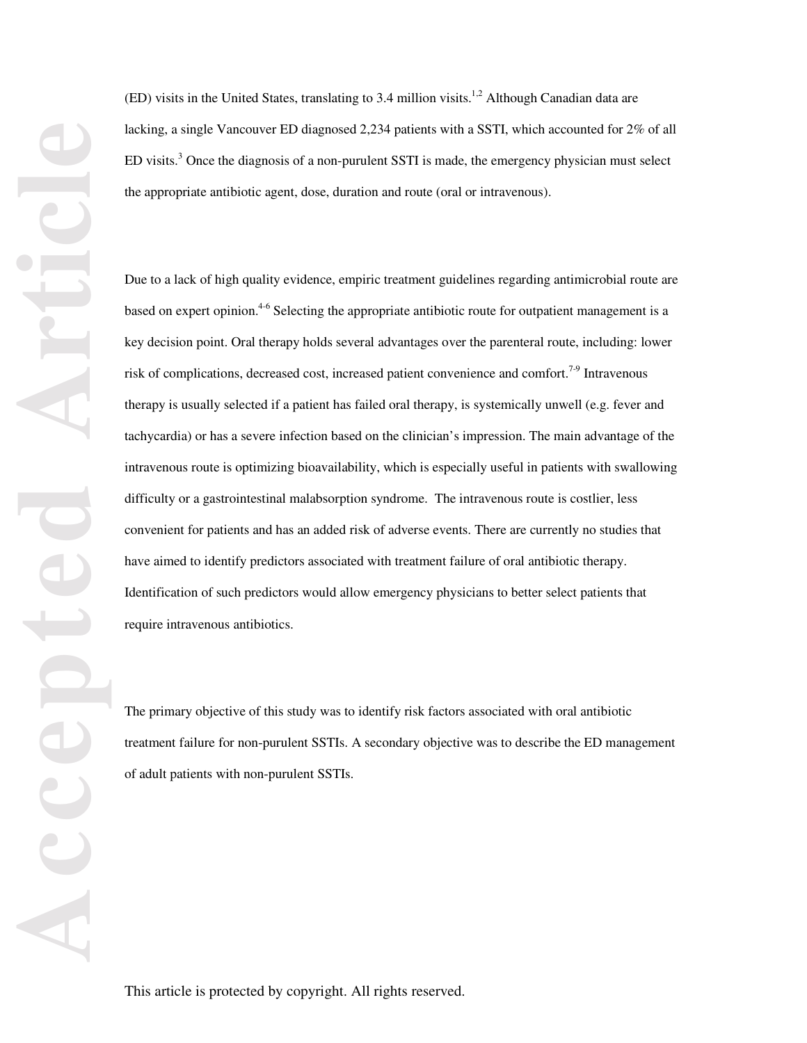(ED) visits in the United States, translating to 3.4 million visits.[1,2] Although Canadian data are lacking, a single Vancouver ED diagnosed 2,234 patients with a SSTI, which accounted for 2% of all ED visits.[3] Once the diagnosis of a non-purulent SSTI is made, the emergency physician must select the appropriate antibiotic agent, dose, duration and route (oral or intravenous).

Due to a lack of high quality evidence, empiric treatment guidelines regarding antimicrobial route are based on expert opinion.[4-6] Selecting the appropriate antibiotic route for outpatient management is a key decision point. Oral therapy holds several advantages over the parenteral route, including: lower risk of complications, decreased cost, increased patient convenience and comfort.[7-9] Intravenous therapy is usually selected if a patient has failed oral therapy, is systemically unwell (e.g. fever and tachycardia) or has a severe infection based on the clinician's impression. The main advantage of the intravenous route is optimizing bioavailability, which is especially useful in patients with swallowing difficulty or a gastrointestinal malabsorption syndrome. The intravenous route is costlier, less convenient for patients and has an added risk of adverse events. There are currently no studies that have aimed to identify predictors associated with treatment failure of oral antibiotic therapy. Identification of such predictors would allow emergency physicians to better select patients that require intravenous antibiotics.

The primary objective of this study was to identify risk factors associated with oral antibiotic treatment failure for non-purulent SSTIs. A secondary objective was to describe the ED management of adult patients with non-purulent SSTIs.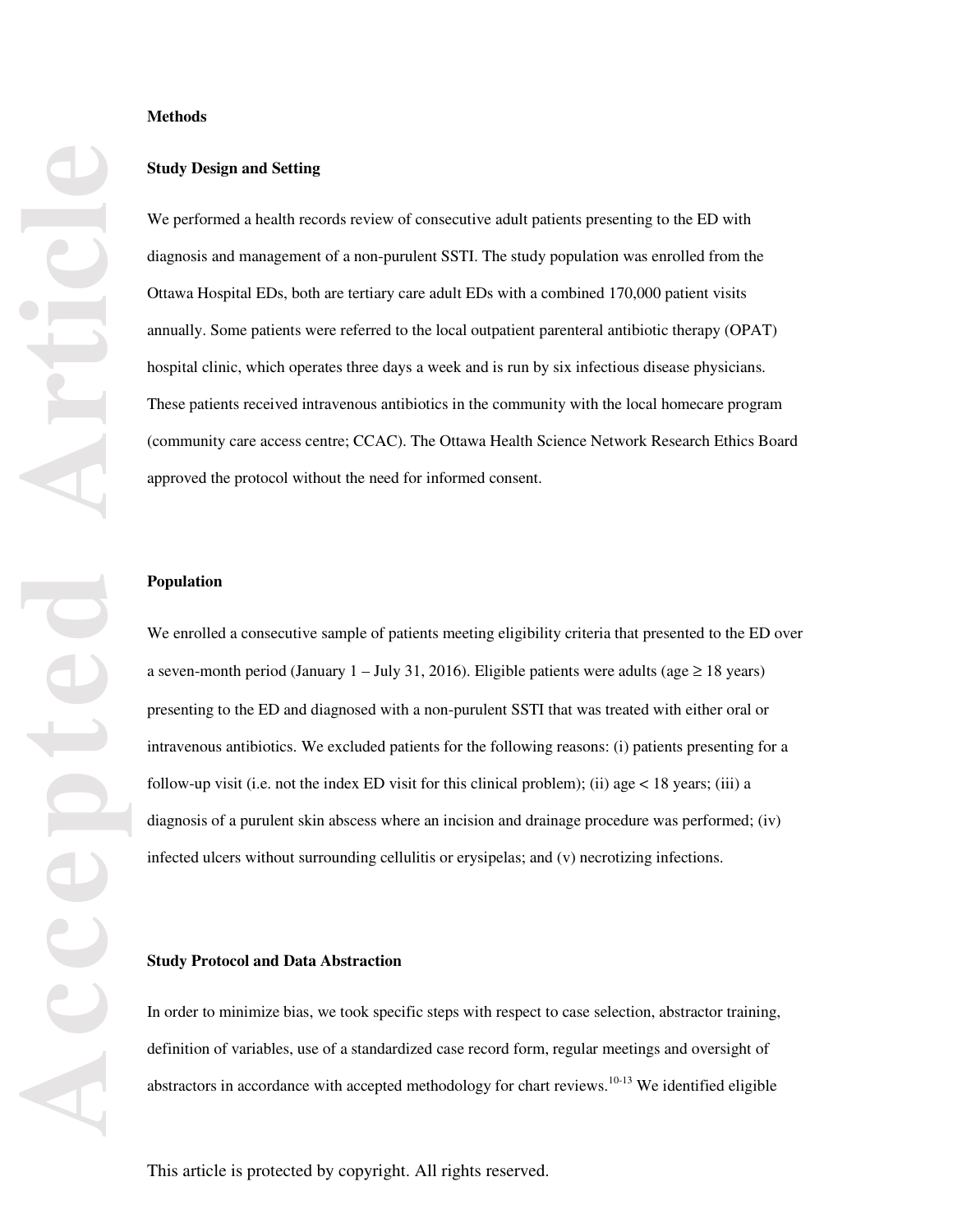## Methods

### Study Design and Setting

We performed a health records review of consecutive adult patients presenting to the ED with diagnosis and management of a non-purulent SSTI. The study population was enrolled from the Ottawa Hospital EDs, both are tertiary care adult EDs with a combined 170,000 patient visits annually. Some patients were referred to the local outpatient parenteral antibiotic therapy (OPAT) hospital clinic, which operates three days a week and is run by six infectious disease physicians. These patients received intravenous antibiotics in the community with the local homecare program (community care access centre; CCAC). The Ottawa Health Science Network Research Ethics Board approved the protocol without the need for informed consent.

### Population

We enrolled a consecutive sample of patients meeting eligibility criteria that presented to the ED over a seven-month period (January 1 – July 31, 2016). Eligible patients were adults (age ≥ 18 years) presenting to the ED and diagnosed with a non-purulent SSTI that was treated with either oral or intravenous antibiotics. We excluded patients for the following reasons: (i) patients presenting for a follow-up visit (i.e. not the index ED visit for this clinical problem); (ii) age < 18 years; (iii) a diagnosis of a purulent skin abscess where an incision and drainage procedure was performed; (iv) infected ulcers without surrounding cellulitis or erysipelas; and (v) necrotizing infections.

### Study Protocol and Data Abstraction

In order to minimize bias, we took specific steps with respect to case selection, abstractor training, definition of variables, use of a standardized case record form, regular meetings and oversight of abstractors in accordance with accepted methodology for chart reviews.[10-13] We identified eligible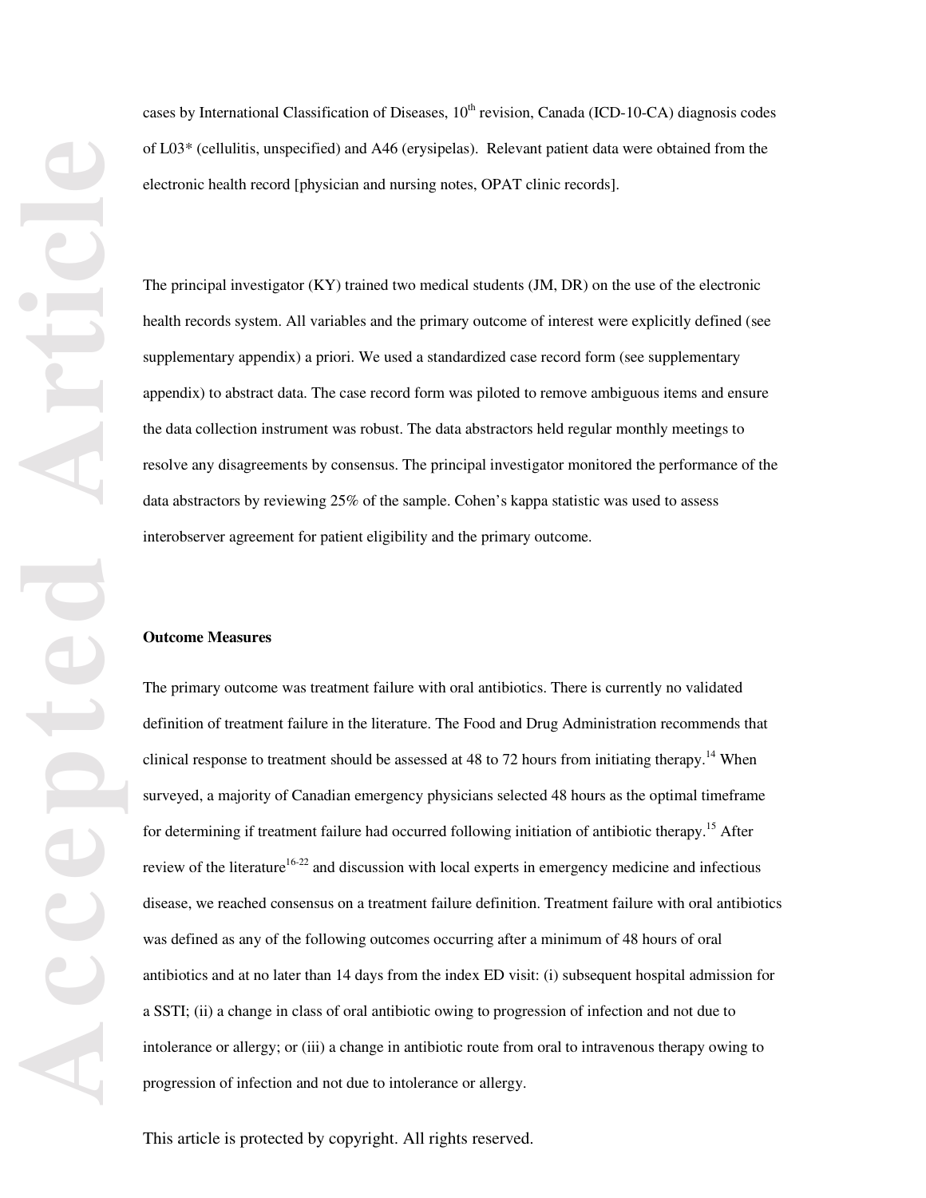cases by International Classification of Diseases, 10th revision, Canada (ICD-10-CA) diagnosis codes of L03* (cellulitis, unspecified) and A46 (erysipelas). Relevant patient data were obtained from the electronic health record [physician and nursing notes, OPAT clinic records].

The principal investigator (KY) trained two medical students (JM, DR) on the use of the electronic health records system. All variables and the primary outcome of interest were explicitly defined (see supplementary appendix) a priori. We used a standardized case record form (see supplementary appendix) to abstract data. The case record form was piloted to remove ambiguous items and ensure the data collection instrument was robust. The data abstractors held regular monthly meetings to resolve any disagreements by consensus. The principal investigator monitored the performance of the data abstractors by reviewing 25% of the sample. Cohen's kappa statistic was used to assess interobserver agreement for patient eligibility and the primary outcome.

**Outcome Measures**

The primary outcome was treatment failure with oral antibiotics. There is currently no validated definition of treatment failure in the literature. The Food and Drug Administration recommends that clinical response to treatment should be assessed at 48 to 72 hours from initiating therapy.[14] When surveyed, a majority of Canadian emergency physicians selected 48 hours as the optimal timeframe for determining if treatment failure had occurred following initiation of antibiotic therapy.[15] After review of the literature[16-22] and discussion with local experts in emergency medicine and infectious disease, we reached consensus on a treatment failure definition. Treatment failure with oral antibiotics was defined as any of the following outcomes occurring after a minimum of 48 hours of oral antibiotics and at no later than 14 days from the index ED visit: (i) subsequent hospital admission for a SSTI; (ii) a change in class of oral antibiotic owing to progression of infection and not due to intolerance or allergy; or (iii) a change in antibiotic route from oral to intravenous therapy owing to progression of infection and not due to intolerance or allergy.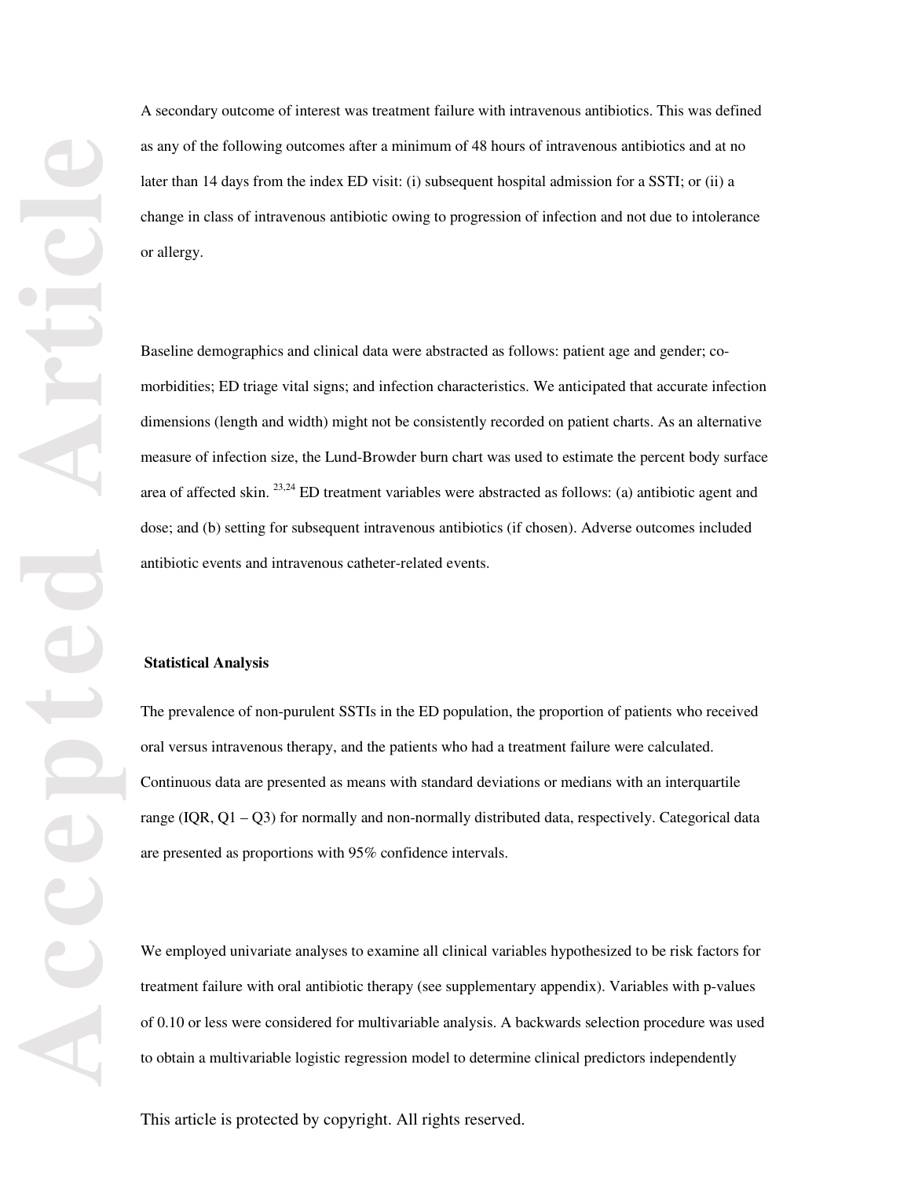A secondary outcome of interest was treatment failure with intravenous antibiotics. This was defined as any of the following outcomes after a minimum of 48 hours of intravenous antibiotics and at no later than 14 days from the index ED visit: (i) subsequent hospital admission for a SSTI; or (ii) a change in class of intravenous antibiotic owing to progression of infection and not due to intolerance or allergy.

Baseline demographics and clinical data were abstracted as follows: patient age and gender; co-morbidities; ED triage vital signs; and infection characteristics. We anticipated that accurate infection dimensions (length and width) might not be consistently recorded on patient charts. As an alternative measure of infection size, the Lund-Browder burn chart was used to estimate the percent body surface area of affected skin. [23,24] ED treatment variables were abstracted as follows: (a) antibiotic agent and dose; and (b) setting for subsequent intravenous antibiotics (if chosen). Adverse outcomes included antibiotic events and intravenous catheter-related events.

### Statistical Analysis

The prevalence of non-purulent SSTIs in the ED population, the proportion of patients who received oral versus intravenous therapy, and the patients who had a treatment failure were calculated. Continuous data are presented as means with standard deviations or medians with an interquartile range (IQR, Q1 – Q3) for normally and non-normally distributed data, respectively. Categorical data are presented as proportions with 95% confidence intervals.

We employed univariate analyses to examine all clinical variables hypothesized to be risk factors for treatment failure with oral antibiotic therapy (see supplementary appendix). Variables with p-values of 0.10 or less were considered for multivariable analysis. A backwards selection procedure was used to obtain a multivariable logistic regression model to determine clinical predictors independently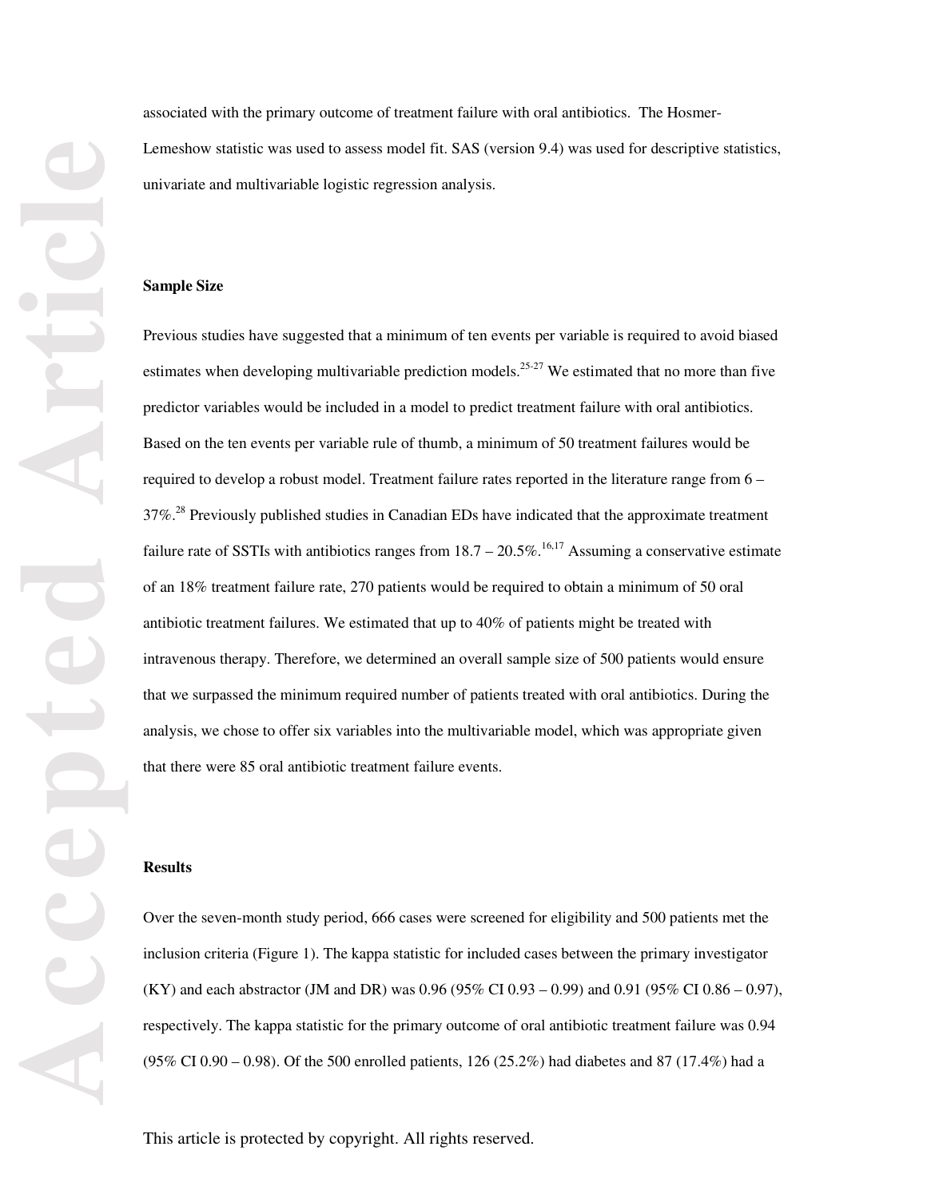associated with the primary outcome of treatment failure with oral antibiotics. The Hosmer-Lemeshow statistic was used to assess model fit. SAS (version 9.4) was used for descriptive statistics, univariate and multivariable logistic regression analysis.

**Sample Size**

Previous studies have suggested that a minimum of ten events per variable is required to avoid biased estimates when developing multivariable prediction models.[25-27] We estimated that no more than five predictor variables would be included in a model to predict treatment failure with oral antibiotics. Based on the ten events per variable rule of thumb, a minimum of 50 treatment failures would be required to develop a robust model. Treatment failure rates reported in the literature range from 6 – 37%.[28] Previously published studies in Canadian EDs have indicated that the approximate treatment failure rate of SSTIs with antibiotics ranges from 18.7 – 20.5%.[16,17] Assuming a conservative estimate of an 18% treatment failure rate, 270 patients would be required to obtain a minimum of 50 oral antibiotic treatment failures. We estimated that up to 40% of patients might be treated with intravenous therapy. Therefore, we determined an overall sample size of 500 patients would ensure that we surpassed the minimum required number of patients treated with oral antibiotics. During the analysis, we chose to offer six variables into the multivariable model, which was appropriate given that there were 85 oral antibiotic treatment failure events.

**Results**

Over the seven-month study period, 666 cases were screened for eligibility and 500 patients met the inclusion criteria (Figure 1). The kappa statistic for included cases between the primary investigator (KY) and each abstractor (JM and DR) was 0.96 (95% CI 0.93 – 0.99) and 0.91 (95% CI 0.86 – 0.97), respectively. The kappa statistic for the primary outcome of oral antibiotic treatment failure was 0.94 (95% CI 0.90 – 0.98). Of the 500 enrolled patients, 126 (25.2%) had diabetes and 87 (17.4%) had a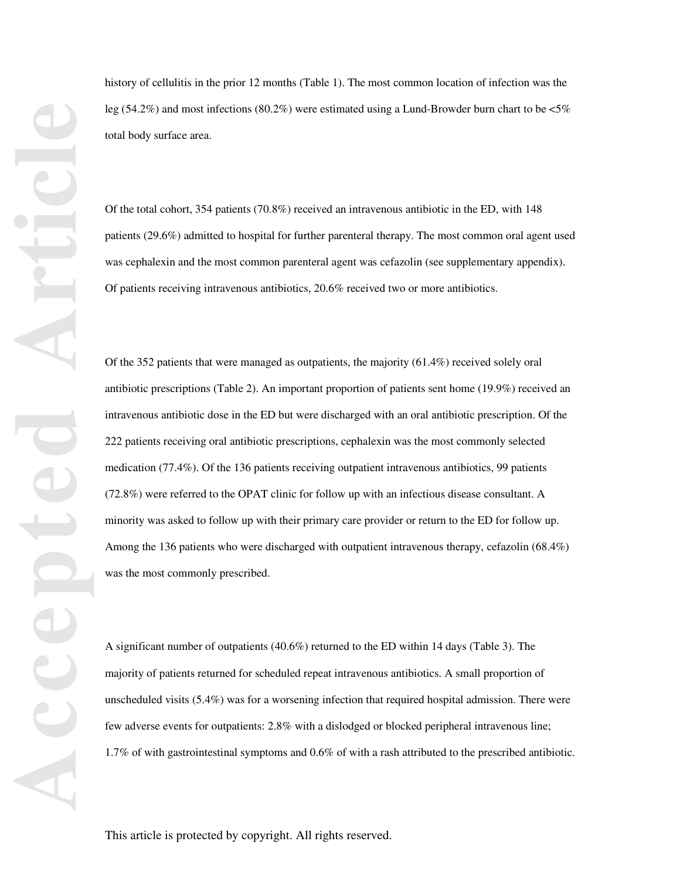history of cellulitis in the prior 12 months (Table 1). The most common location of infection was the leg (54.2%) and most infections (80.2%) were estimated using a Lund-Browder burn chart to be <5% total body surface area.

Of the total cohort, 354 patients (70.8%) received an intravenous antibiotic in the ED, with 148 patients (29.6%) admitted to hospital for further parenteral therapy. The most common oral agent used was cephalexin and the most common parenteral agent was cefazolin (see supplementary appendix). Of patients receiving intravenous antibiotics, 20.6% received two or more antibiotics.

Of the 352 patients that were managed as outpatients, the majority (61.4%) received solely oral antibiotic prescriptions (Table 2). An important proportion of patients sent home (19.9%) received an intravenous antibiotic dose in the ED but were discharged with an oral antibiotic prescription. Of the 222 patients receiving oral antibiotic prescriptions, cephalexin was the most commonly selected medication (77.4%). Of the 136 patients receiving outpatient intravenous antibiotics, 99 patients (72.8%) were referred to the OPAT clinic for follow up with an infectious disease consultant. A minority was asked to follow up with their primary care provider or return to the ED for follow up. Among the 136 patients who were discharged with outpatient intravenous therapy, cefazolin (68.4%) was the most commonly prescribed.

A significant number of outpatients (40.6%) returned to the ED within 14 days (Table 3). The majority of patients returned for scheduled repeat intravenous antibiotics. A small proportion of unscheduled visits (5.4%) was for a worsening infection that required hospital admission. There were few adverse events for outpatients: 2.8% with a dislodged or blocked peripheral intravenous line; 1.7% of with gastrointestinal symptoms and 0.6% of with a rash attributed to the prescribed antibiotic.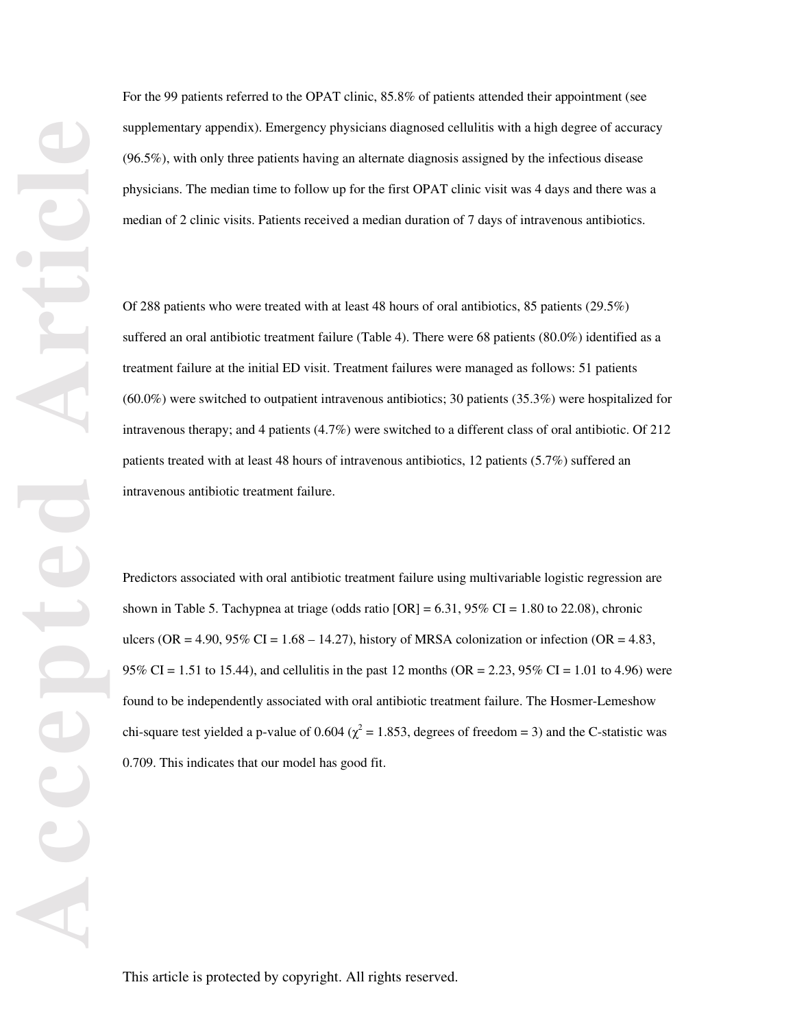For the 99 patients referred to the OPAT clinic, 85.8% of patients attended their appointment (see supplementary appendix). Emergency physicians diagnosed cellulitis with a high degree of accuracy (96.5%), with only three patients having an alternate diagnosis assigned by the infectious disease physicians. The median time to follow up for the first OPAT clinic visit was 4 days and there was a median of 2 clinic visits. Patients received a median duration of 7 days of intravenous antibiotics.

Of 288 patients who were treated with at least 48 hours of oral antibiotics, 85 patients (29.5%) suffered an oral antibiotic treatment failure (Table 4). There were 68 patients (80.0%) identified as a treatment failure at the initial ED visit. Treatment failures were managed as follows: 51 patients (60.0%) were switched to outpatient intravenous antibiotics; 30 patients (35.3%) were hospitalized for intravenous therapy; and 4 patients (4.7%) were switched to a different class of oral antibiotic. Of 212 patients treated with at least 48 hours of intravenous antibiotics, 12 patients (5.7%) suffered an intravenous antibiotic treatment failure.

Predictors associated with oral antibiotic treatment failure using multivariable logistic regression are shown in Table 5. Tachypnea at triage (odds ratio [OR] = 6.31, 95% CI = 1.80 to 22.08), chronic ulcers (OR = 4.90, 95% CI = 1.68 – 14.27), history of MRSA colonization or infection (OR = 4.83, 95% CI = 1.51 to 15.44), and cellulitis in the past 12 months (OR = 2.23, 95% CI = 1.01 to 4.96) were found to be independently associated with oral antibiotic treatment failure. The Hosmer-Lemeshow chi-square test yielded a p-value of 0.604 ($\chi^2$ = 1.853, degrees of freedom = 3) and the C-statistic was 0.709. This indicates that our model has good fit.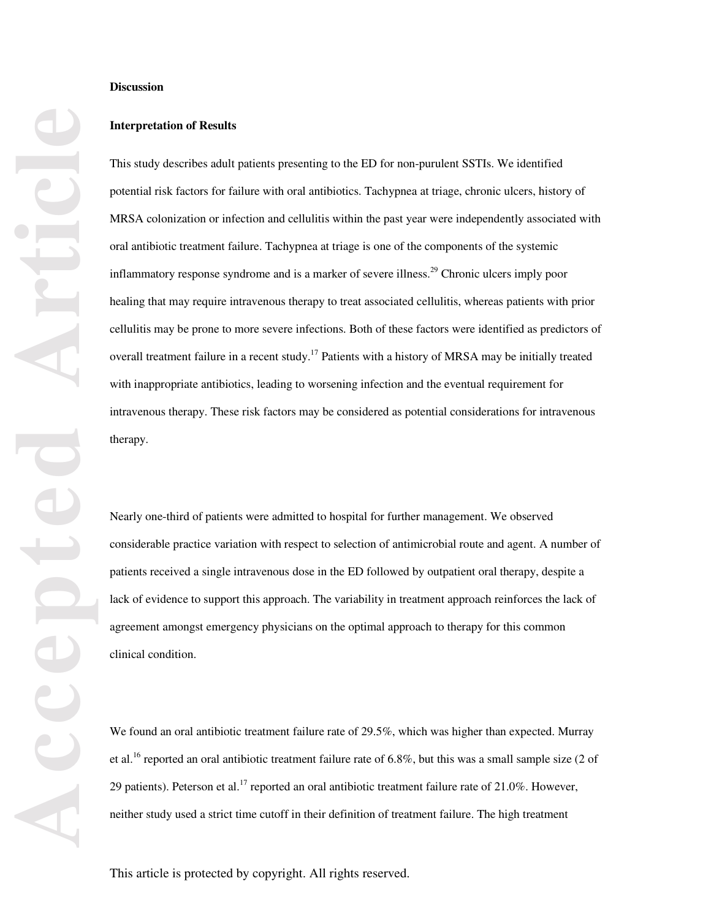## Discussion

### Interpretation of Results

This study describes adult patients presenting to the ED for non-purulent SSTIs. We identified potential risk factors for failure with oral antibiotics. Tachypnea at triage, chronic ulcers, history of MRSA colonization or infection and cellulitis within the past year were independently associated with oral antibiotic treatment failure. Tachypnea at triage is one of the components of the systemic inflammatory response syndrome and is a marker of severe illness.[29] Chronic ulcers imply poor healing that may require intravenous therapy to treat associated cellulitis, whereas patients with prior cellulitis may be prone to more severe infections. Both of these factors were identified as predictors of overall treatment failure in a recent study.[17] Patients with a history of MRSA may be initially treated with inappropriate antibiotics, leading to worsening infection and the eventual requirement for intravenous therapy. These risk factors may be considered as potential considerations for intravenous therapy.

Nearly one-third of patients were admitted to hospital for further management. We observed considerable practice variation with respect to selection of antimicrobial route and agent. A number of patients received a single intravenous dose in the ED followed by outpatient oral therapy, despite a lack of evidence to support this approach. The variability in treatment approach reinforces the lack of agreement amongst emergency physicians on the optimal approach to therapy for this common clinical condition.

We found an oral antibiotic treatment failure rate of 29.5%, which was higher than expected. Murray et al.[16] reported an oral antibiotic treatment failure rate of 6.8%, but this was a small sample size (2 of 29 patients). Peterson et al.[17] reported an oral antibiotic treatment failure rate of 21.0%. However, neither study used a strict time cutoff in their definition of treatment failure. The high treatment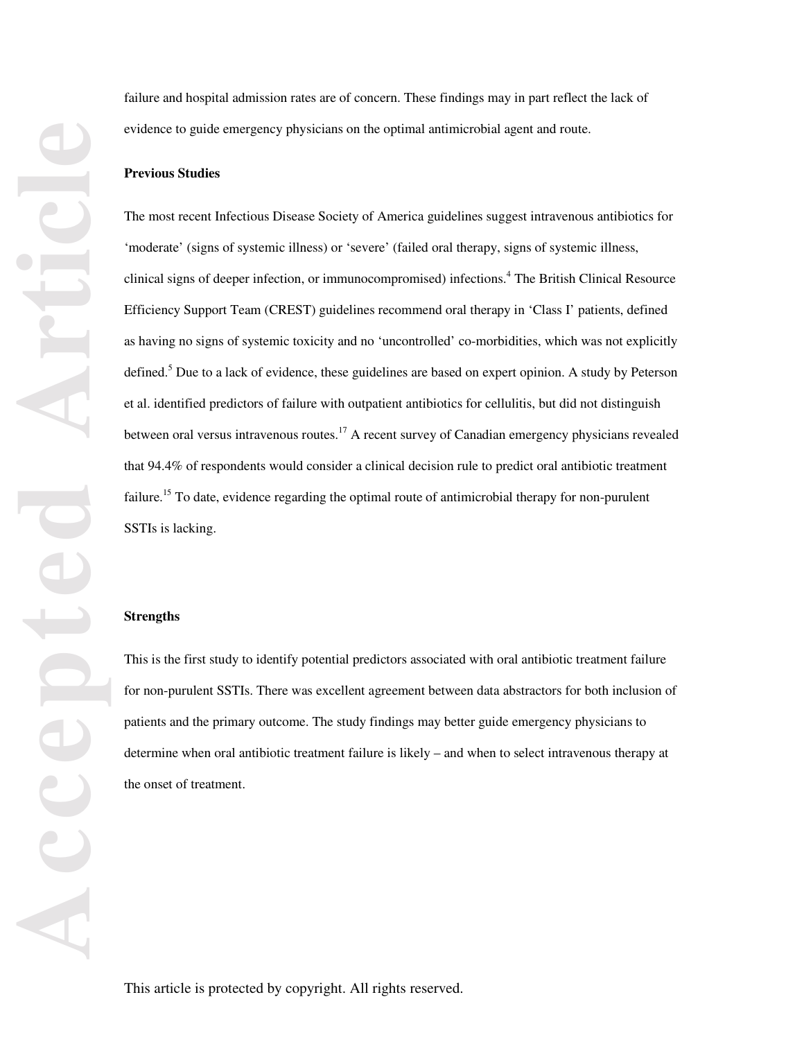failure and hospital admission rates are of concern. These findings may in part reflect the lack of evidence to guide emergency physicians on the optimal antimicrobial agent and route.

**Previous Studies**

The most recent Infectious Disease Society of America guidelines suggest intravenous antibiotics for 'moderate' (signs of systemic illness) or 'severe' (failed oral therapy, signs of systemic illness, clinical signs of deeper infection, or immunocompromised) infections.[4] The British Clinical Resource Efficiency Support Team (CREST) guidelines recommend oral therapy in 'Class I' patients, defined as having no signs of systemic toxicity and no 'uncontrolled' co-morbidities, which was not explicitly defined.[5] Due to a lack of evidence, these guidelines are based on expert opinion. A study by Peterson et al. identified predictors of failure with outpatient antibiotics for cellulitis, but did not distinguish between oral versus intravenous routes.[17] A recent survey of Canadian emergency physicians revealed that 94.4% of respondents would consider a clinical decision rule to predict oral antibiotic treatment failure.[15] To date, evidence regarding the optimal route of antimicrobial therapy for non-purulent SSTIs is lacking.

**Strengths**

This is the first study to identify potential predictors associated with oral antibiotic treatment failure for non-purulent SSTIs. There was excellent agreement between data abstractors for both inclusion of patients and the primary outcome. The study findings may better guide emergency physicians to determine when oral antibiotic treatment failure is likely – and when to select intravenous therapy at the onset of treatment.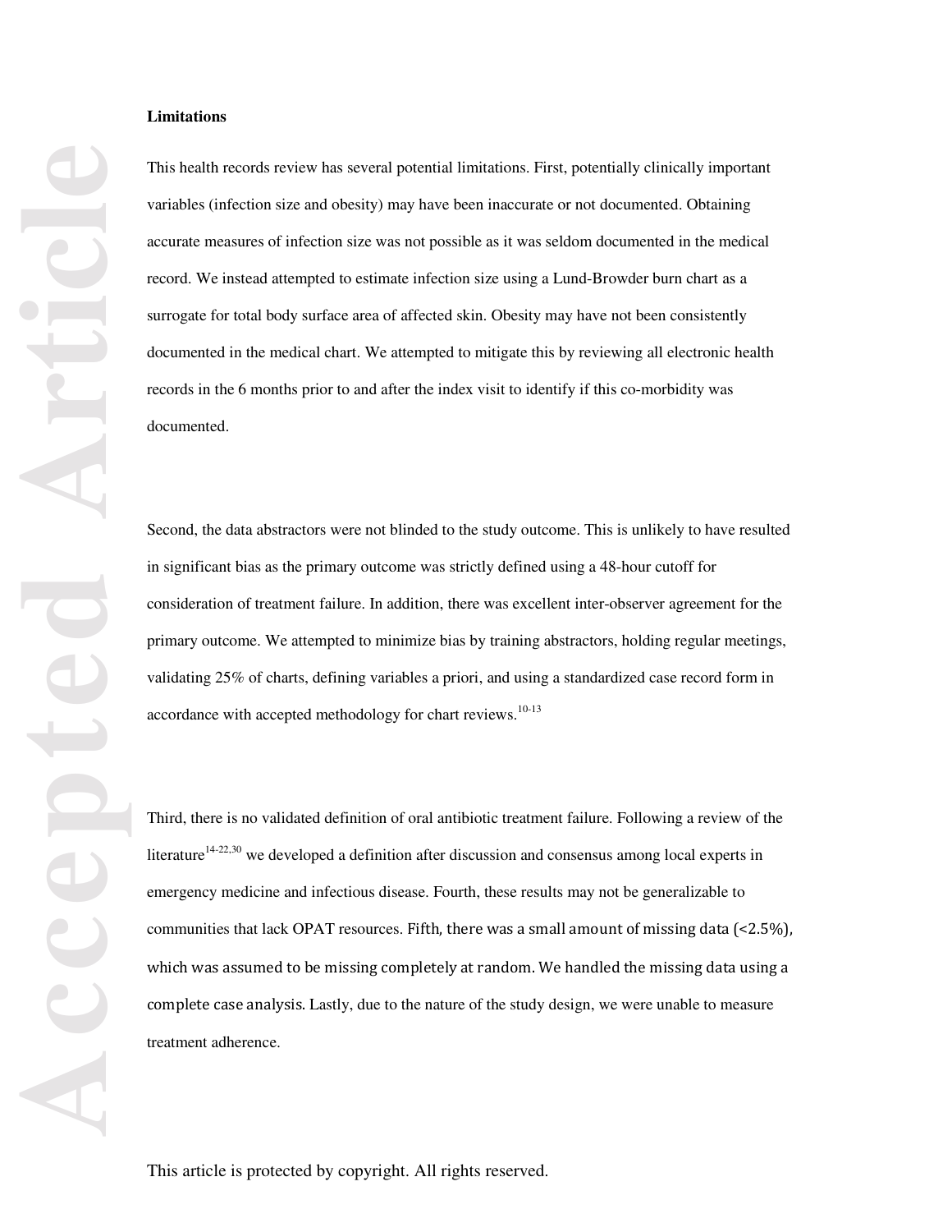## Limitations

This health records review has several potential limitations. First, potentially clinically important variables (infection size and obesity) may have been inaccurate or not documented. Obtaining accurate measures of infection size was not possible as it was seldom documented in the medical record. We instead attempted to estimate infection size using a Lund-Browder burn chart as a surrogate for total body surface area of affected skin. Obesity may have not been consistently documented in the medical chart. We attempted to mitigate this by reviewing all electronic health records in the 6 months prior to and after the index visit to identify if this co-morbidity was documented.

Second, the data abstractors were not blinded to the study outcome. This is unlikely to have resulted in significant bias as the primary outcome was strictly defined using a 48-hour cutoff for consideration of treatment failure. In addition, there was excellent inter-observer agreement for the primary outcome. We attempted to minimize bias by training abstractors, holding regular meetings, validating 25% of charts, defining variables a priori, and using a standardized case record form in accordance with accepted methodology for chart reviews.[10-13]

Third, there is no validated definition of oral antibiotic treatment failure. Following a review of the literature[14-22,30] we developed a definition after discussion and consensus among local experts in emergency medicine and infectious disease. Fourth, these results may not be generalizable to communities that lack OPAT resources. Fifth, there was a small amount of missing data (<2.5%), which was assumed to be missing completely at random. We handled the missing data using a complete case analysis. Lastly, due to the nature of the study design, we were unable to measure treatment adherence.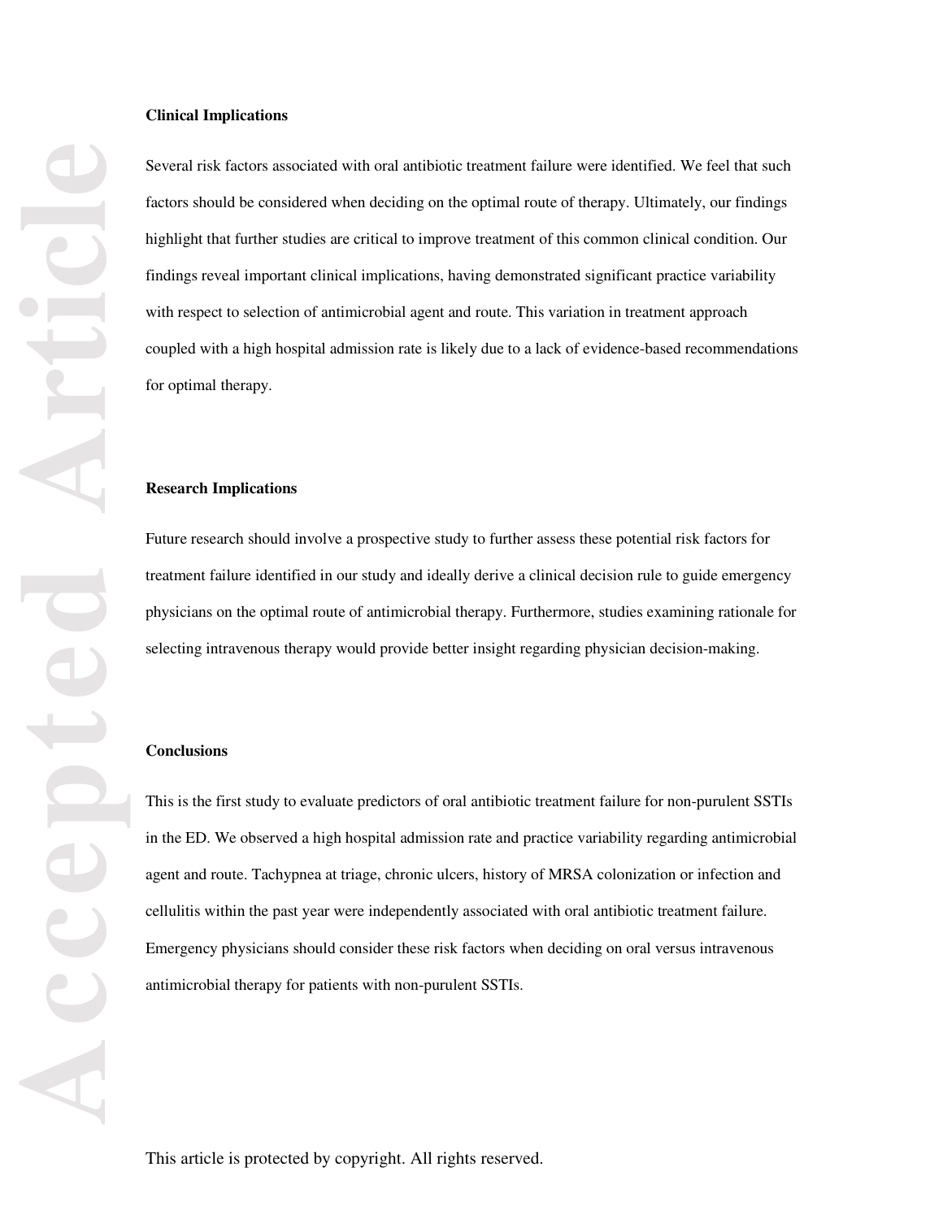## Clinical Implications

Several risk factors associated with oral antibiotic treatment failure were identified. We feel that such factors should be considered when deciding on the optimal route of therapy. Ultimately, our findings highlight that further studies are critical to improve treatment of this common clinical condition. Our findings reveal important clinical implications, having demonstrated significant practice variability with respect to selection of antimicrobial agent and route. This variation in treatment approach coupled with a high hospital admission rate is likely due to a lack of evidence-based recommendations for optimal therapy.

## Research Implications

Future research should involve a prospective study to further assess these potential risk factors for treatment failure identified in our study and ideally derive a clinical decision rule to guide emergency physicians on the optimal route of antimicrobial therapy. Furthermore, studies examining rationale for selecting intravenous therapy would provide better insight regarding physician decision-making.

## Conclusions

This is the first study to evaluate predictors of oral antibiotic treatment failure for non-purulent SSTIs in the ED. We observed a high hospital admission rate and practice variability regarding antimicrobial agent and route. Tachypnea at triage, chronic ulcers, history of MRSA colonization or infection and cellulitis within the past year were independently associated with oral antibiotic treatment failure. Emergency physicians should consider these risk factors when deciding on oral versus intravenous antimicrobial therapy for patients with non-purulent SSTIs.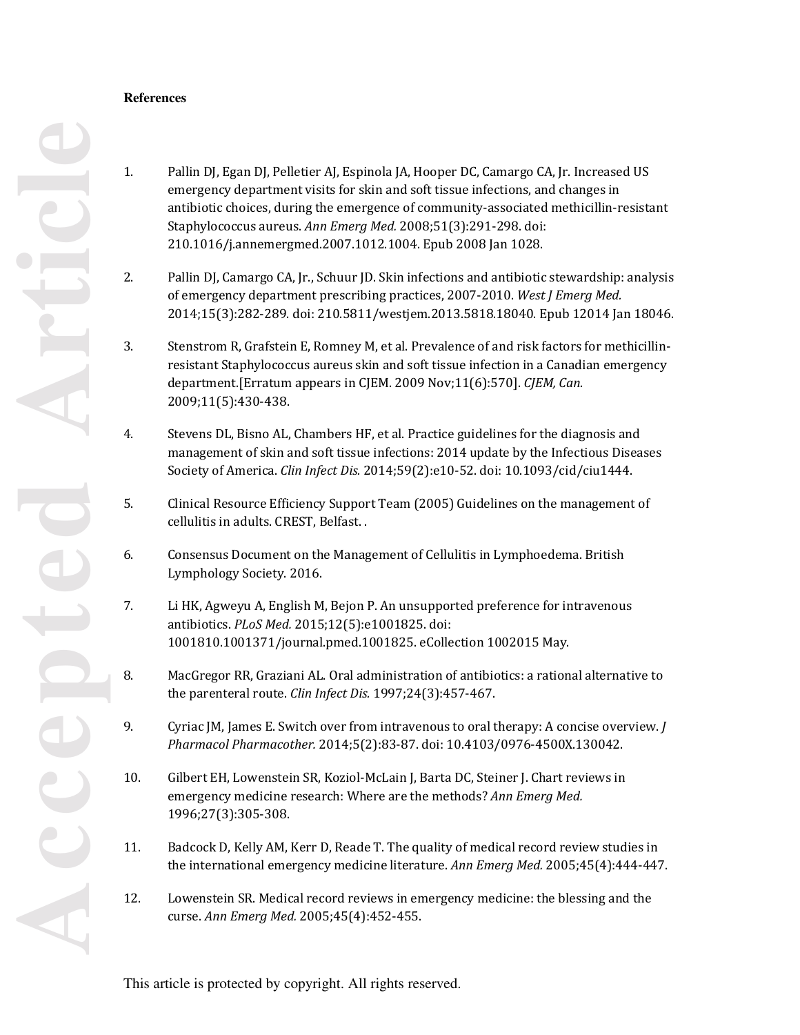**References**

1. Pallin DJ, Egan DJ, Pelletier AJ, Espinola JA, Hooper DC, Camargo CA, Jr. Increased US emergency department visits for skin and soft tissue infections, and changes in antibiotic choices, during the emergence of community-associated methicillin-resistant Staphylococcus aureus. *Ann Emerg Med.* 2008;51(3):291-298. doi: 210.1016/j.annemergmed.2007.1012.1004. Epub 2008 Jan 1028.

2. Pallin DJ, Camargo CA, Jr., Schuur JD. Skin infections and antibiotic stewardship: analysis of emergency department prescribing practices, 2007-2010. *West J Emerg Med.* 2014;15(3):282-289. doi: 210.5811/westjem.2013.5818.18040. Epub 12014 Jan 18046.

3. Stenstrom R, Grafstein E, Romney M, et al. Prevalence of and risk factors for methicillin-resistant Staphylococcus aureus skin and soft tissue infection in a Canadian emergency department.[Erratum appears in CJEM. 2009 Nov;11(6):570]. *CJEM, Can.* 2009;11(5):430-438.

4. Stevens DL, Bisno AL, Chambers HF, et al. Practice guidelines for the diagnosis and management of skin and soft tissue infections: 2014 update by the Infectious Diseases Society of America. *Clin Infect Dis.* 2014;59(2):e10-52. doi: 10.1093/cid/ciu1444.

5. Clinical Resource Efficiency Support Team (2005) Guidelines on the management of cellulitis in adults. CREST, Belfast. .

6. Consensus Document on the Management of Cellulitis in Lymphoedema. British Lymphology Society. 2016.

7. Li HK, Agweyu A, English M, Bejon P. An unsupported preference for intravenous antibiotics. *PLoS Med.* 2015;12(5):e1001825. doi: 1001810.1001371/journal.pmed.1001825. eCollection 1002015 May.

8. MacGregor RR, Graziani AL. Oral administration of antibiotics: a rational alternative to the parenteral route. *Clin Infect Dis.* 1997;24(3):457-467.

9. Cyriac JM, James E. Switch over from intravenous to oral therapy: A concise overview. *J Pharmacol Pharmacother.* 2014;5(2):83-87. doi: 10.4103/0976-4500X.130042.

10. Gilbert EH, Lowenstein SR, Koziol-McLain J, Barta DC, Steiner J. Chart reviews in emergency medicine research: Where are the methods? *Ann Emerg Med.* 1996;27(3):305-308.

11. Badcock D, Kelly AM, Kerr D, Reade T. The quality of medical record review studies in the international emergency medicine literature. *Ann Emerg Med.* 2005;45(4):444-447.

12. Lowenstein SR. Medical record reviews in emergency medicine: the blessing and the curse. *Ann Emerg Med.* 2005;45(4):452-455.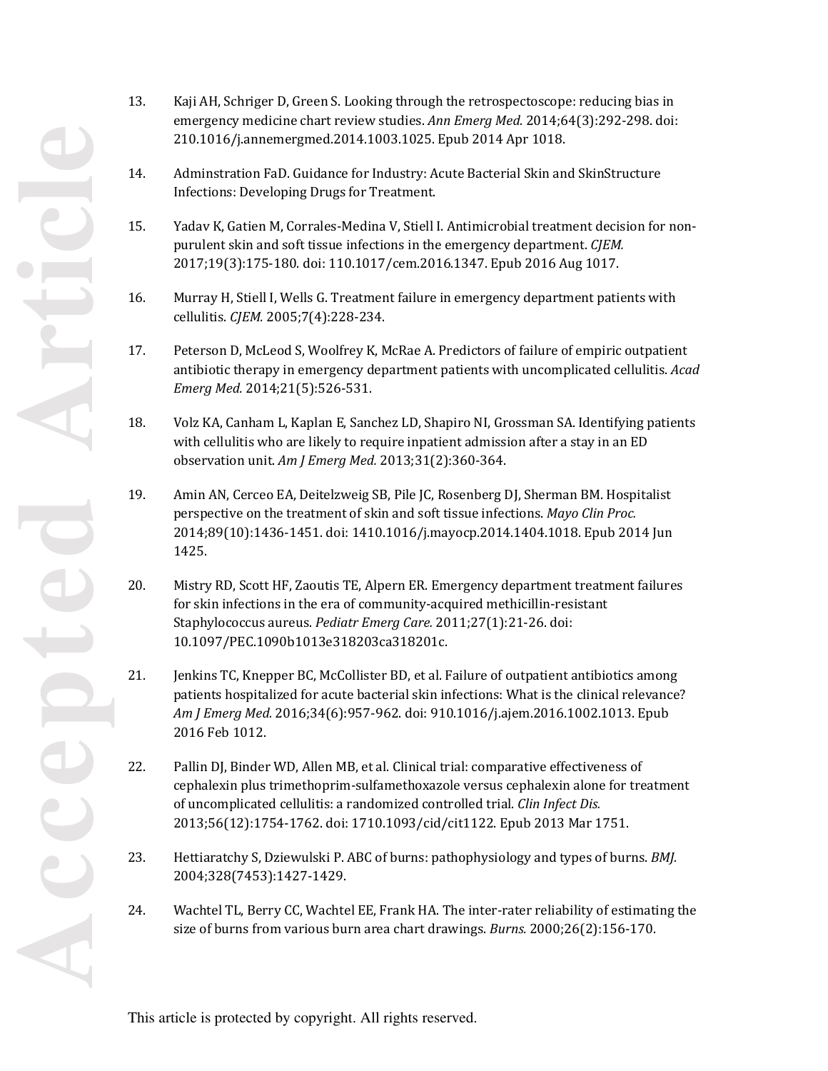13. Kaji AH, Schriger D, Green S. Looking through the retrospectoscope: reducing bias in emergency medicine chart review studies. *Ann Emerg Med.* 2014;64(3):292-298. doi: 210.1016/j.annemergmed.2014.1003.1025. Epub 2014 Apr 1018.

14. Adminstration FaD. Guidance for Industry: Acute Bacterial Skin and SkinStructure Infections: Developing Drugs for Treatment.

15. Yadav K, Gatien M, Corrales-Medina V, Stiell I. Antimicrobial treatment decision for non-purulent skin and soft tissue infections in the emergency department. *CJEM.* 2017;19(3):175-180. doi: 110.1017/cem.2016.1347. Epub 2016 Aug 1017.

16. Murray H, Stiell I, Wells G. Treatment failure in emergency department patients with cellulitis. *CJEM.* 2005;7(4):228-234.

17. Peterson D, McLeod S, Woolfrey K, McRae A. Predictors of failure of empiric outpatient antibiotic therapy in emergency department patients with uncomplicated cellulitis. *Acad Emerg Med.* 2014;21(5):526-531.

18. Volz KA, Canham L, Kaplan E, Sanchez LD, Shapiro NI, Grossman SA. Identifying patients with cellulitis who are likely to require inpatient admission after a stay in an ED observation unit. *Am J Emerg Med.* 2013;31(2):360-364.

19. Amin AN, Cerceo EA, Deitelzweig SB, Pile JC, Rosenberg DJ, Sherman BM. Hospitalist perspective on the treatment of skin and soft tissue infections. *Mayo Clin Proc.* 2014;89(10):1436-1451. doi: 1410.1016/j.mayocp.2014.1404.1018. Epub 2014 Jun 1425.

20. Mistry RD, Scott HF, Zaoutis TE, Alpern ER. Emergency department treatment failures for skin infections in the era of community-acquired methicillin-resistant Staphylococcus aureus. *Pediatr Emerg Care.* 2011;27(1):21-26. doi: 10.1097/PEC.1090b1013e318203ca318201c.

21. Jenkins TC, Knepper BC, McCollister BD, et al. Failure of outpatient antibiotics among patients hospitalized for acute bacterial skin infections: What is the clinical relevance? *Am J Emerg Med.* 2016;34(6):957-962. doi: 910.1016/j.ajem.2016.1002.1013. Epub 2016 Feb 1012.

22. Pallin DJ, Binder WD, Allen MB, et al. Clinical trial: comparative effectiveness of cephalexin plus trimethoprim-sulfamethoxazole versus cephalexin alone for treatment of uncomplicated cellulitis: a randomized controlled trial. *Clin Infect Dis.* 2013;56(12):1754-1762. doi: 1710.1093/cid/cit1122. Epub 2013 Mar 1751.

23. Hettiaratchy S, Dziewulski P. ABC of burns: pathophysiology and types of burns. *BMJ.* 2004;328(7453):1427-1429.

24. Wachtel TL, Berry CC, Wachtel EE, Frank HA. The inter-rater reliability of estimating the size of burns from various burn area chart drawings. *Burns.* 2000;26(2):156-170.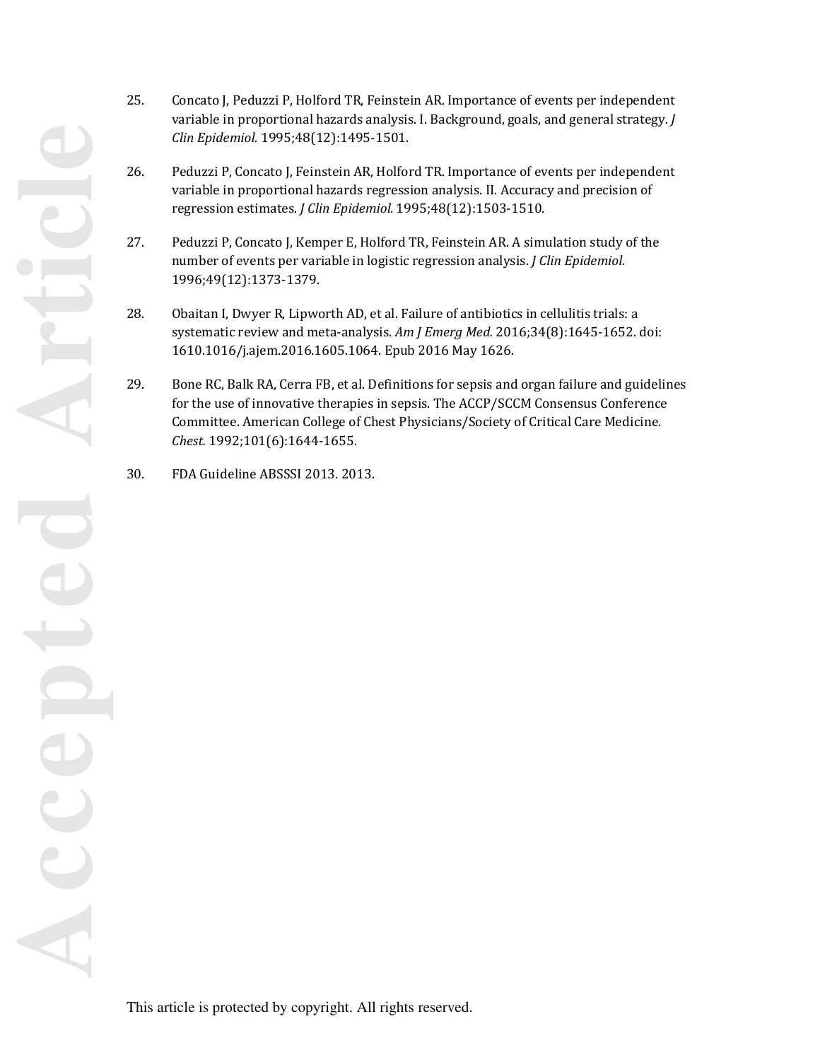25. Concato J, Peduzzi P, Holford TR, Feinstein AR. Importance of events per independent variable in proportional hazards analysis. I. Background, goals, and general strategy. *J Clin Epidemiol.* 1995;48(12):1495-1501.

26. Peduzzi P, Concato J, Feinstein AR, Holford TR. Importance of events per independent variable in proportional hazards regression analysis. II. Accuracy and precision of regression estimates. *J Clin Epidemiol.* 1995;48(12):1503-1510.

27. Peduzzi P, Concato J, Kemper E, Holford TR, Feinstein AR. A simulation study of the number of events per variable in logistic regression analysis. *J Clin Epidemiol.* 1996;49(12):1373-1379.

28. Obaitan I, Dwyer R, Lipworth AD, et al. Failure of antibiotics in cellulitis trials: a systematic review and meta-analysis. *Am J Emerg Med.* 2016;34(8):1645-1652. doi: 1610.1016/j.ajem.2016.1605.1064. Epub 2016 May 1626.

29. Bone RC, Balk RA, Cerra FB, et al. Definitions for sepsis and organ failure and guidelines for the use of innovative therapies in sepsis. The ACCP/SCCM Consensus Conference Committee. American College of Chest Physicians/Society of Critical Care Medicine. *Chest.* 1992;101(6):1644-1655.

30. FDA Guideline ABSSSI 2013. 2013.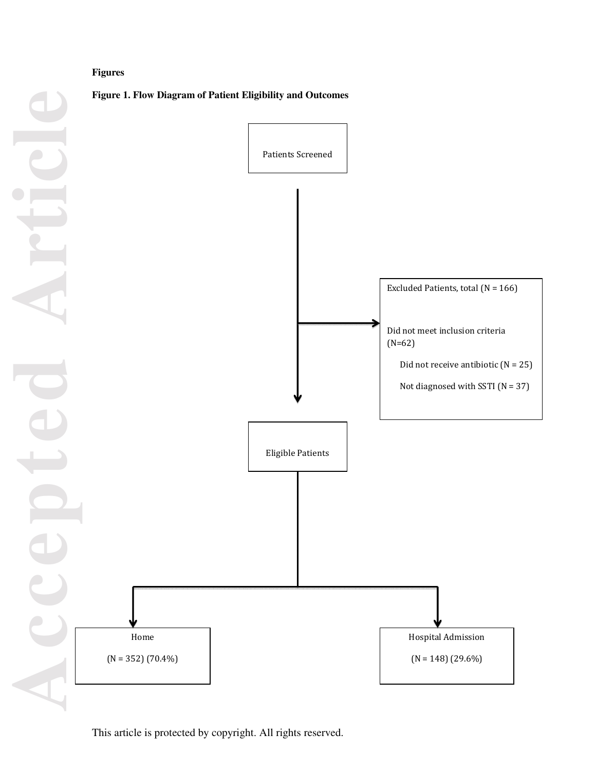**Figures**

**Figure 1. Flow Diagram of Patient Eligibility and Outcomes**

Patients Screened

Excluded Patients, total (N = 166)

Did not meet inclusion criteria (N=62)

- Did not receive antibiotic (N = 25)
- Not diagnosed with SSTI (N = 37)

Eligible Patients

Home

(N = 352) (70.4%)

Hospital Admission

(N = 148) (29.6%)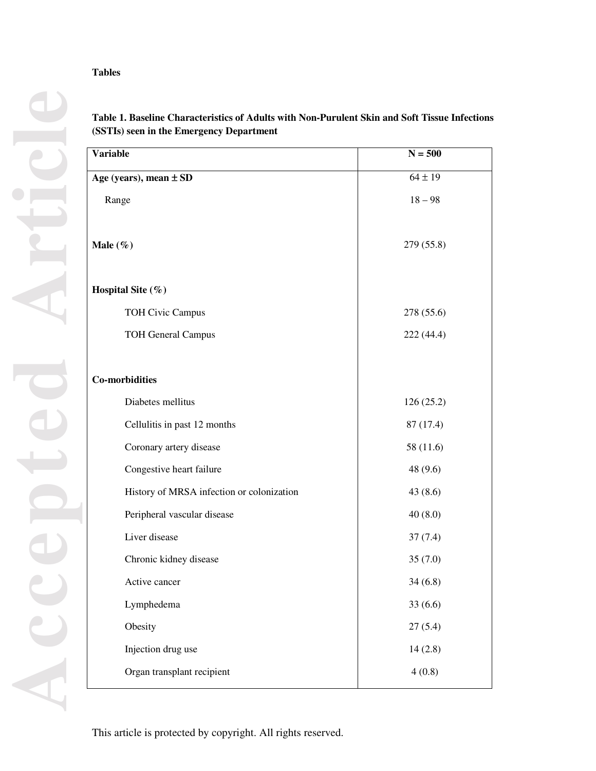**Tables**

**Table 1. Baseline Characteristics of Adults with Non-Purulent Skin and Soft Tissue Infections (SSTIs) seen in the Emergency Department**

| Variable | N = 500 |
|---|---|
| **Age (years), mean ± SD** | 64 ± 19 |
| Range | 18 – 98 |
| **Male (%)** | 279 (55.8) |
| **Hospital Site (%)** | |
| TOH Civic Campus | 278 (55.6) |
| TOH General Campus | 222 (44.4) |
| **Co-morbidities** | |
| Diabetes mellitus | 126 (25.2) |
| Cellulitis in past 12 months | 87 (17.4) |
| Coronary artery disease | 58 (11.6) |
| Congestive heart failure | 48 (9.6) |
| History of MRSA infection or colonization | 43 (8.6) |
| Peripheral vascular disease | 40 (8.0) |
| Liver disease | 37 (7.4) |
| Chronic kidney disease | 35 (7.0) |
| Active cancer | 34 (6.8) |
| Lymphedema | 33 (6.6) |
| Obesity | 27 (5.4) |
| Injection drug use | 14 (2.8) |
| Organ transplant recipient | 4 (0.8) |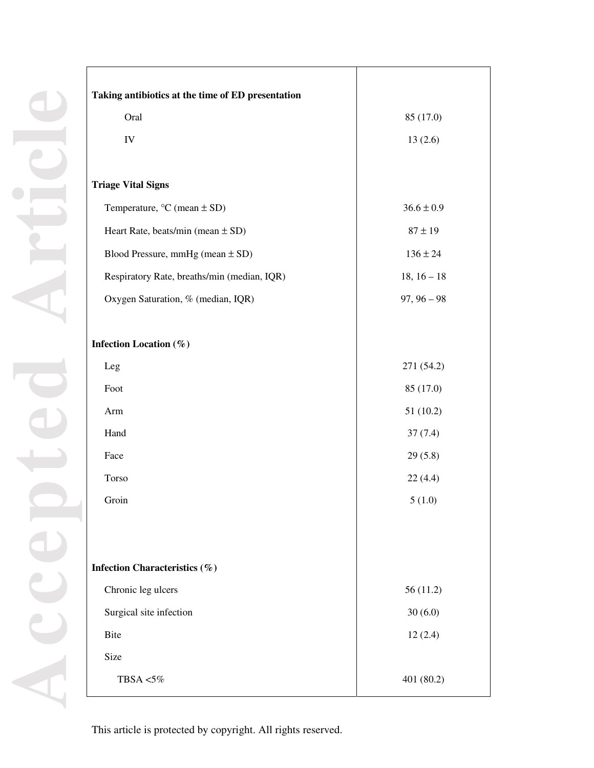| | |
|---|---|
| **Taking antibiotics at the time of ED presentation** | |
| Oral | 85 (17.0) |
| IV | 13 (2.6) |
| | |
| **Triage Vital Signs** | |
| Temperature, °C (mean ± SD) | 36.6 ± 0.9 |
| Heart Rate, beats/min (mean ± SD) | 87 ± 19 |
| Blood Pressure, mmHg (mean ± SD) | 136 ± 24 |
| Respiratory Rate, breaths/min (median, IQR) | 18, 16 – 18 |
| Oxygen Saturation, % (median, IQR) | 97, 96 – 98 |
| | |
| **Infection Location (%)** | |
| Leg | 271 (54.2) |
| Foot | 85 (17.0) |
| Arm | 51 (10.2) |
| Hand | 37 (7.4) |
| Face | 29 (5.8) |
| Torso | 22 (4.4) |
| Groin | 5 (1.0) |
| | |
| **Infection Characteristics (%)** | |
| Chronic leg ulcers | 56 (11.2) |
| Surgical site infection | 30 (6.0) |
| Bite | 12 (2.4) |
| Size | |
| TBSA <5% | 401 (80.2) |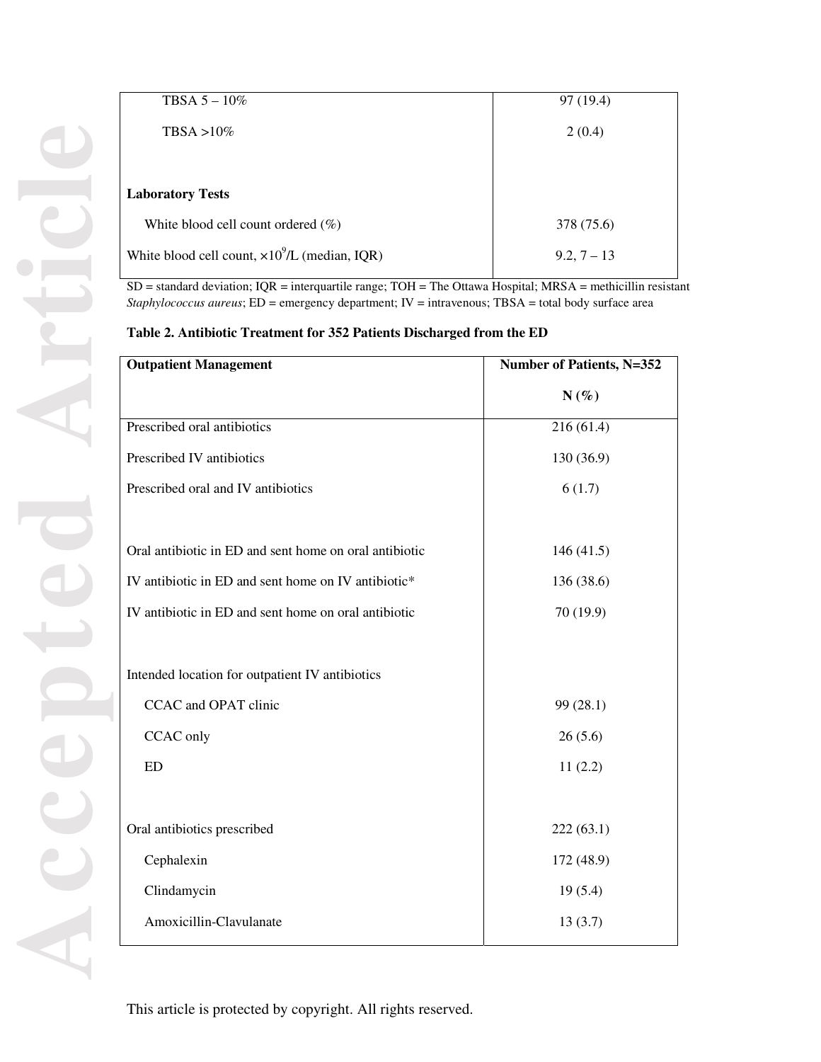| | |
|---|---|
| TBSA 5 – 10% | 97 (19.4) |
| TBSA >10% | 2 (0.4) |
| | |
| **Laboratory Tests** | |
| White blood cell count ordered (%) | 378 (75.6) |
| White blood cell count, $\times 10^9$/L (median, IQR) | 9.2, 7 – 13 |

SD = standard deviation; IQR = interquartile range; TOH = The Ottawa Hospital; MRSA = methicillin resistant *Staphylococcus aureus*; ED = emergency department; IV = intravenous; TBSA = total body surface area

**Table 2. Antibiotic Treatment for 352 Patients Discharged from the ED**

| **Outpatient Management** | **Number of Patients, N=352** **N (%)** |
|---|---|
| Prescribed oral antibiotics | 216 (61.4) |
| Prescribed IV antibiotics | 130 (36.9) |
| Prescribed oral and IV antibiotics | 6 (1.7) |
| | |
| Oral antibiotic in ED and sent home on oral antibiotic | 146 (41.5) |
| IV antibiotic in ED and sent home on IV antibiotic* | 136 (38.6) |
| IV antibiotic in ED and sent home on oral antibiotic | 70 (19.9) |
| | |
| Intended location for outpatient IV antibiotics | |
| CCAC and OPAT clinic | 99 (28.1) |
| CCAC only | 26 (5.6) |
| ED | 11 (2.2) |
| | |
| Oral antibiotics prescribed | 222 (63.1) |
| Cephalexin | 172 (48.9) |
| Clindamycin | 19 (5.4) |
| Amoxicillin-Clavulanate | 13 (3.7) |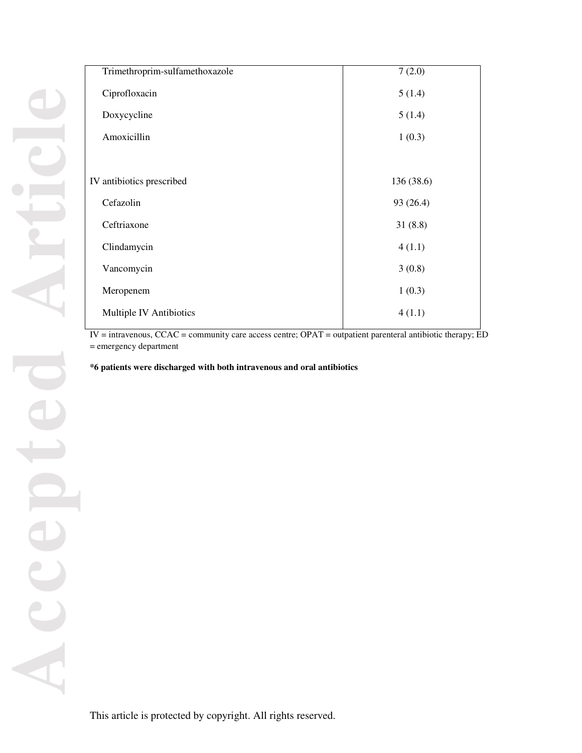| | |
|---|---|
| Trimethroprim-sulfamethoxazole | 7 (2.0) |
| Ciprofloxacin | 5 (1.4) |
| Doxycycline | 5 (1.4) |
| Amoxicillin | 1 (0.3) |
| | |
| IV antibiotics prescribed | 136 (38.6) |
| Cefazolin | 93 (26.4) |
| Ceftriaxone | 31 (8.8) |
| Clindamycin | 4 (1.1) |
| Vancomycin | 3 (0.8) |
| Meropenem | 1 (0.3) |
| Multiple IV Antibiotics | 4 (1.1) |

IV = intravenous, CCAC = community care access centre; OPAT = outpatient parenteral antibiotic therapy; ED = emergency department

**\*6 patients were discharged with both intravenous and oral antibiotics**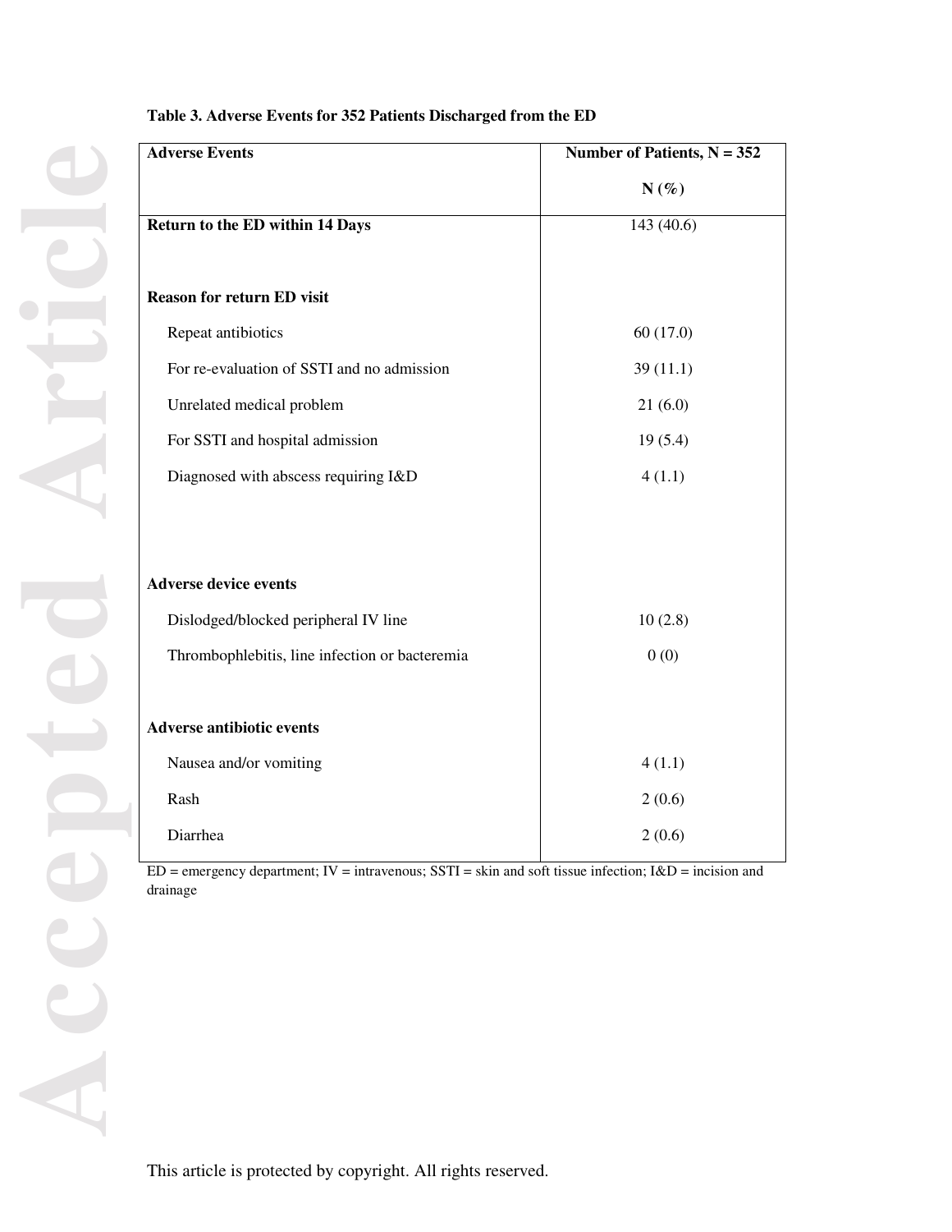**Table 3. Adverse Events for 352 Patients Discharged from the ED**

| Adverse Events | Number of Patients, N = 352 N (%) |
|---|---|
| **Return to the ED within 14 Days** | 143 (40.6) |
| **Reason for return ED visit** | |
| Repeat antibiotics | 60 (17.0) |
| For re-evaluation of SSTI and no admission | 39 (11.1) |
| Unrelated medical problem | 21 (6.0) |
| For SSTI and hospital admission | 19 (5.4) |
| Diagnosed with abscess requiring I&D | 4 (1.1) |
| **Adverse device events** | |
| Dislodged/blocked peripheral IV line | 10 (2.8) |
| Thrombophlebitis, line infection or bacteremia | 0 (0) |
| **Adverse antibiotic events** | |
| Nausea and/or vomiting | 4 (1.1) |
| Rash | 2 (0.6) |
| Diarrhea | 2 (0.6) |

ED = emergency department; IV = intravenous; SSTI = skin and soft tissue infection; I&D = incision and drainage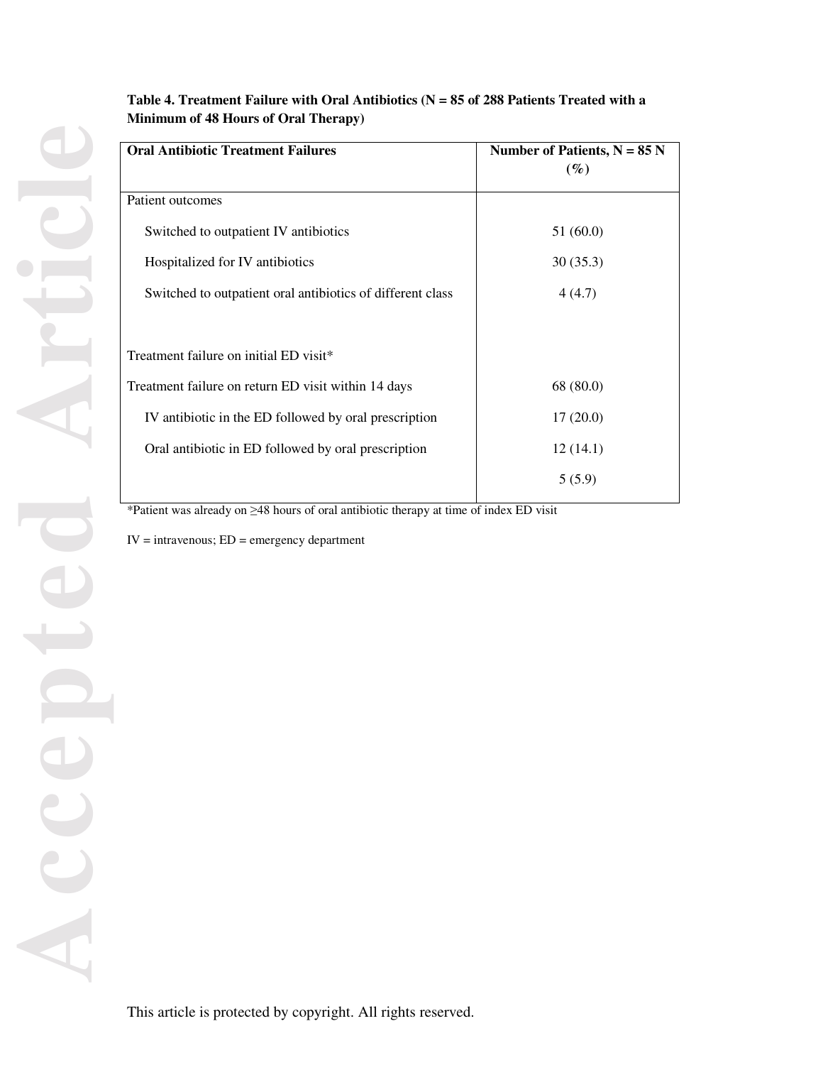**Table 4. Treatment Failure with Oral Antibiotics (N = 85 of 288 Patients Treated with a Minimum of 48 Hours of Oral Therapy)**

| Oral Antibiotic Treatment Failures | Number of Patients, N = 85 N (%) |
|---|---|
| Patient outcomes | |
| Switched to outpatient IV antibiotics | 51 (60.0) |
| Hospitalized for IV antibiotics | 30 (35.3) |
| Switched to outpatient oral antibiotics of different class | 4 (4.7) |
| | |
| Treatment failure on initial ED visit* | |
| Treatment failure on return ED visit within 14 days | 68 (80.0) |
| IV antibiotic in the ED followed by oral prescription | 17 (20.0) |
| Oral antibiotic in ED followed by oral prescription | 12 (14.1) |
| | 5 (5.9) |

*Patient was already on ≥48 hours of oral antibiotic therapy at time of index ED visit

IV = intravenous; ED = emergency department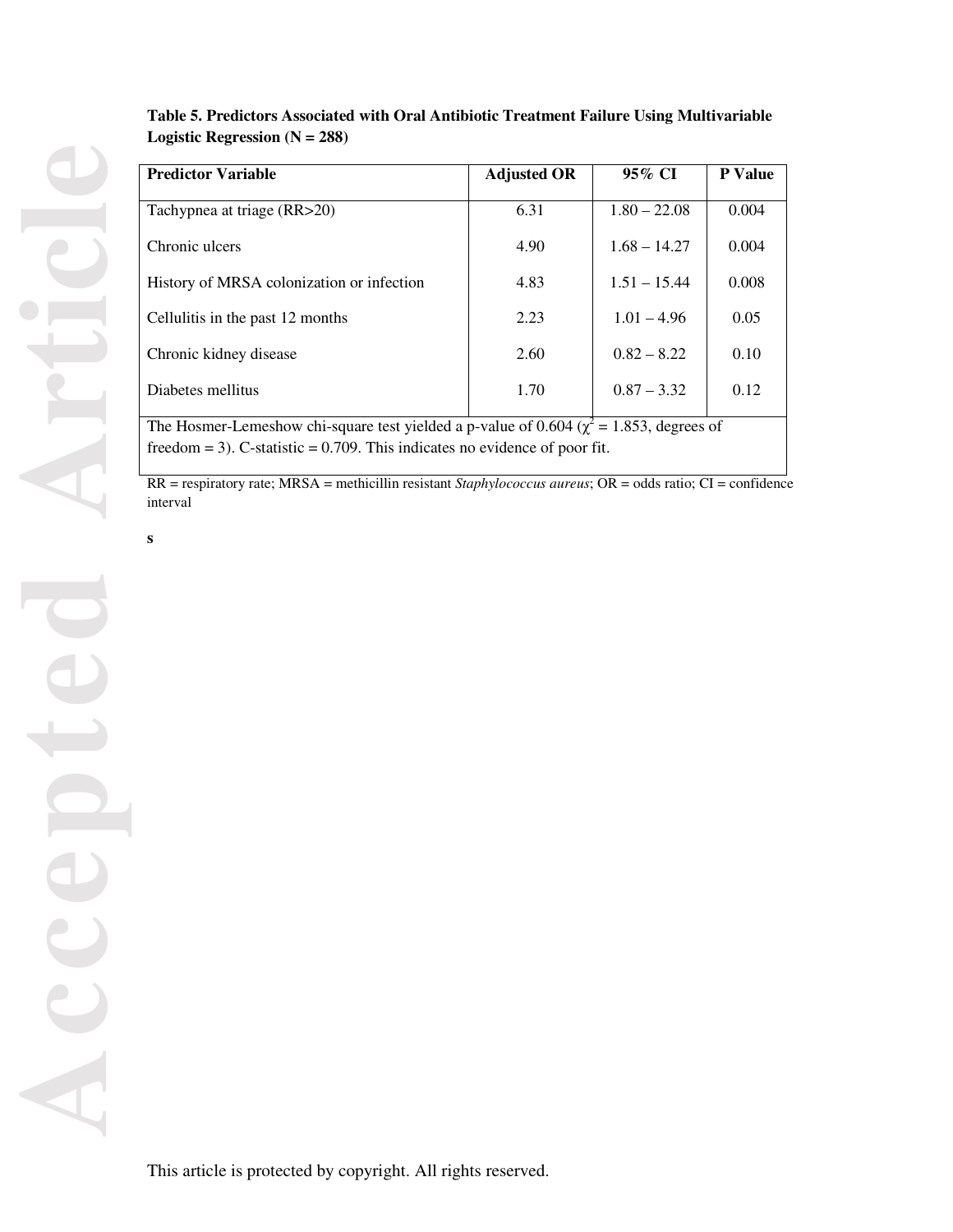**Table 5. Predictors Associated with Oral Antibiotic Treatment Failure Using Multivariable Logistic Regression (N = 288)**

| Predictor Variable | Adjusted OR | 95% CI | P Value |
|---|---|---|---|
| Tachypnea at triage (RR>20) | 6.31 | 1.80 – 22.08 | 0.004 |
| Chronic ulcers | 4.90 | 1.68 – 14.27 | 0.004 |
| History of MRSA colonization or infection | 4.83 | 1.51 – 15.44 | 0.008 |
| Cellulitis in the past 12 months | 2.23 | 1.01 – 4.96 | 0.05 |
| Chronic kidney disease | 2.60 | 0.82 – 8.22 | 0.10 |
| Diabetes mellitus | 1.70 | 0.87 – 3.32 | 0.12 |
| The Hosmer-Lemeshow chi-square test yielded a p-value of 0.604 ($\chi^2$ = 1.853, degrees of freedom = 3). C-statistic = 0.709. This indicates no evidence of poor fit. | | | |

RR = respiratory rate; MRSA = methicillin resistant *Staphylococcus aureus*; OR = odds ratio; CI = confidence interval

s